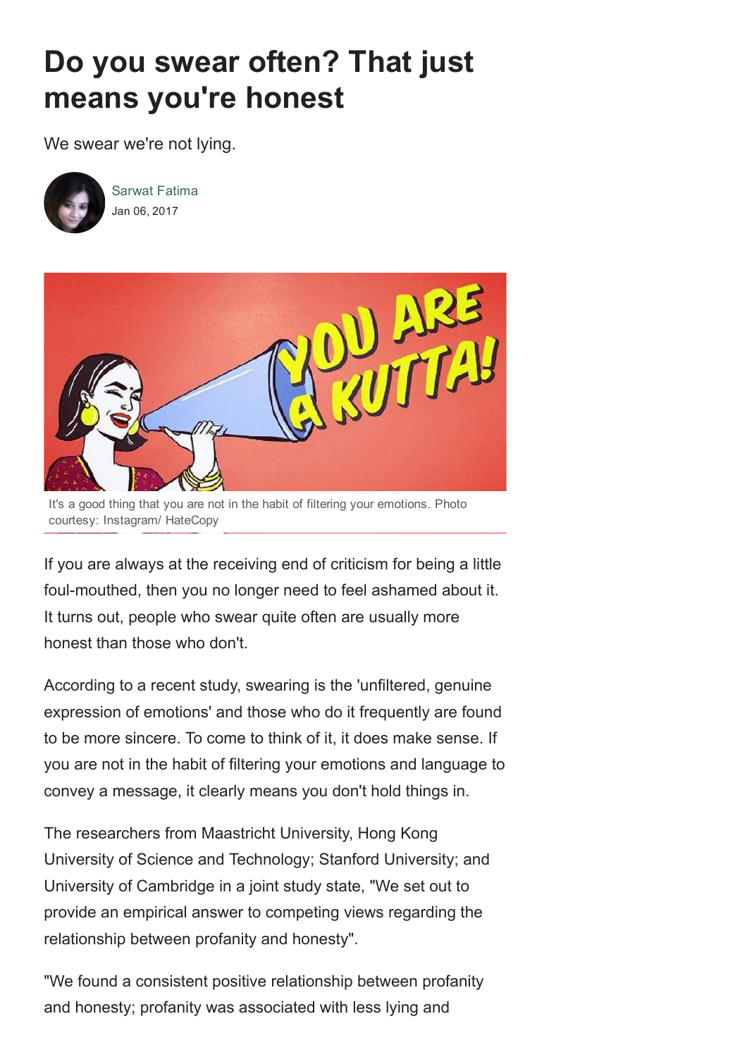# Do you swear often? That just means you're honest

We swear we're not lying.

Sarwat Fatima
Jan 06, 2017

It's a good thing that you are not in the habit of filtering your emotions. Photo courtesy: Instagram/ HateCopy

If you are always at the receiving end of criticism for being a little foul-mouthed, then you no longer need to feel ashamed about it. It turns out, people who swear quite often are usually more honest than those who don't.

According to a recent study, swearing is the 'unfiltered, genuine expression of emotions' and those who do it frequently are found to be more sincere. To come to think of it, it does make sense. If you are not in the habit of filtering your emotions and language to convey a message, it clearly means you don't hold things in.

The researchers from Maastricht University, Hong Kong University of Science and Technology; Stanford University; and University of Cambridge in a joint study state, "We set out to provide an empirical answer to competing views regarding the relationship between profanity and honesty".

"We found a consistent positive relationship between profanity and honesty; profanity was associated with less lying and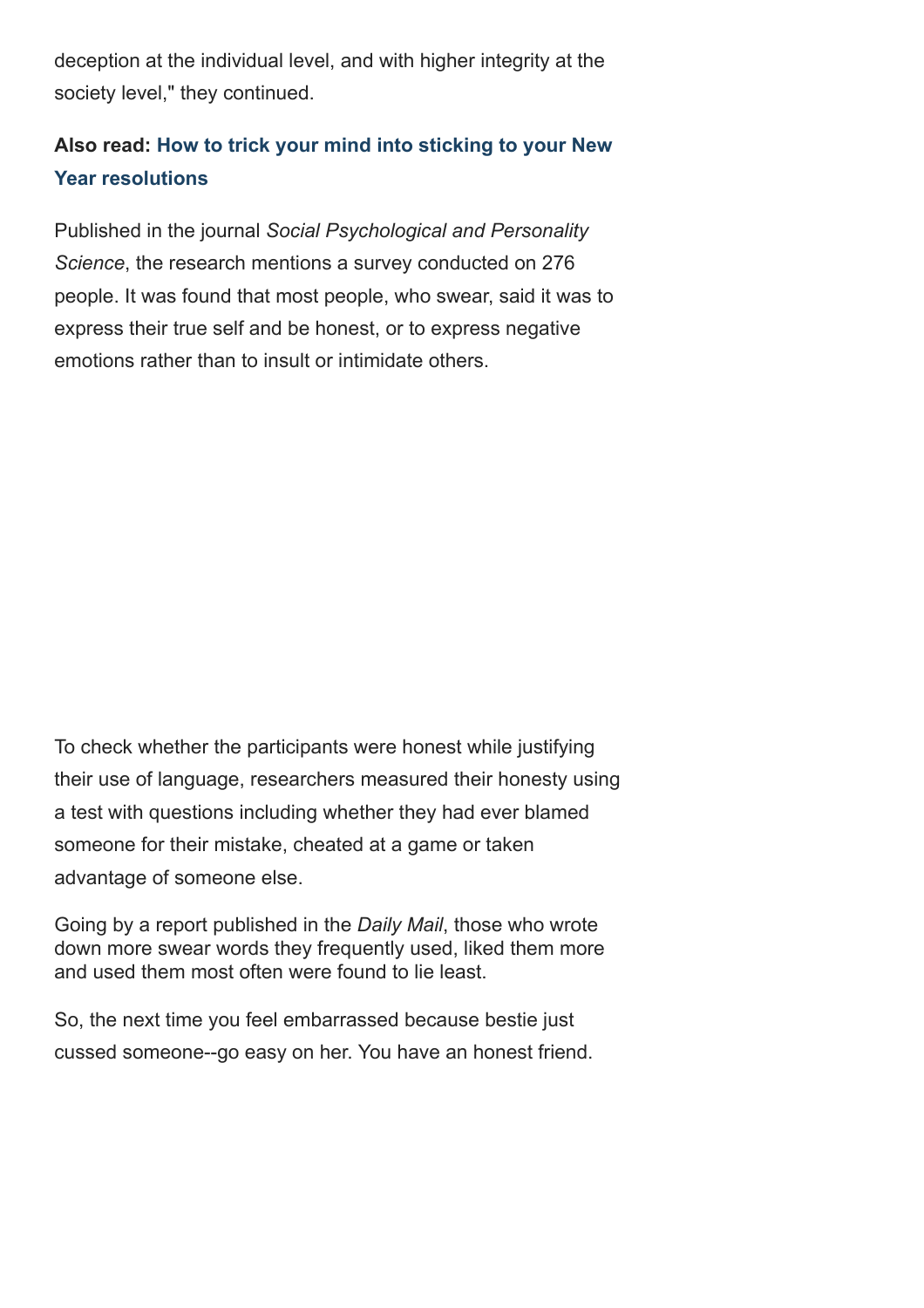deception at the individual level, and with higher integrity at the society level," they continued.

**Also read: How to trick your mind into sticking to your New Year resolutions**

Published in the journal *Social Psychological and Personality Science*, the research mentions a survey conducted on 276 people. It was found that most people, who swear, said it was to express their true self and be honest, or to express negative emotions rather than to insult or intimidate others.

To check whether the participants were honest while justifying their use of language, researchers measured their honesty using a test with questions including whether they had ever blamed someone for their mistake, cheated at a game or taken advantage of someone else.

Going by a report published in the *Daily Mail*, those who wrote down more swear words they frequently used, liked them more and used them most often were found to lie least.

So, the next time you feel embarrassed because bestie just cussed someone--go easy on her. You have an honest friend.